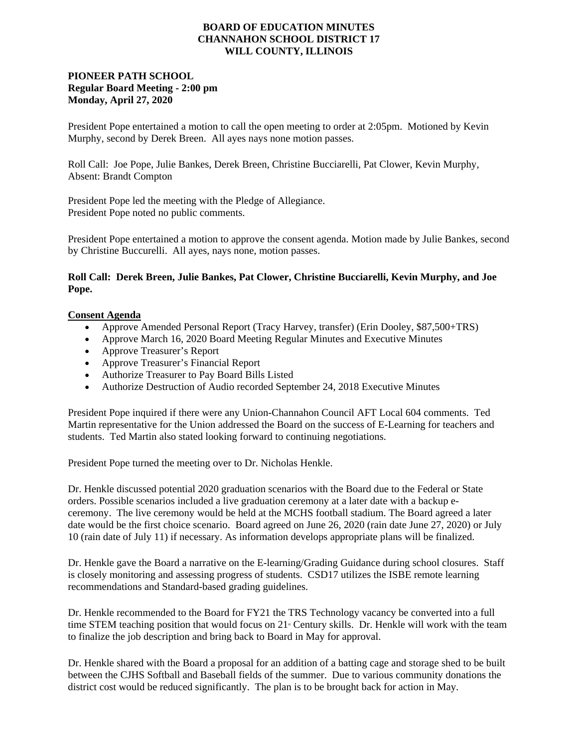**BOARD OF EDUCATION MINUTES**
**CHANNAHON SCHOOL DISTRICT 17**
**WILL COUNTY, ILLINOIS**

**PIONEER PATH SCHOOL**
**Regular Board Meeting - 2:00 pm**
**Monday, April 27, 2020**

President Pope entertained a motion to call the open meeting to order at 2:05pm. Motioned by Kevin Murphy, second by Derek Breen. All ayes nays none motion passes.

Roll Call: Joe Pope, Julie Bankes, Derek Breen, Christine Bucciarelli, Pat Clower, Kevin Murphy,
Absent: Brandt Compton

President Pope led the meeting with the Pledge of Allegiance.
President Pope noted no public comments.

President Pope entertained a motion to approve the consent agenda. Motion made by Julie Bankes, second by Christine Buccurelli. All ayes, nays none, motion passes.

**Roll Call: Derek Breen, Julie Bankes, Pat Clower, Christine Bucciarelli, Kevin Murphy, and Joe Pope.**

**Consent Agenda**

- Approve Amended Personal Report (Tracy Harvey, transfer) (Erin Dooley, $87,500+TRS)
- Approve March 16, 2020 Board Meeting Regular Minutes and Executive Minutes
- Approve Treasurer's Report
- Approve Treasurer's Financial Report
- Authorize Treasurer to Pay Board Bills Listed
- Authorize Destruction of Audio recorded September 24, 2018 Executive Minutes

President Pope inquired if there were any Union-Channahon Council AFT Local 604 comments. Ted Martin representative for the Union addressed the Board on the success of E-Learning for teachers and students. Ted Martin also stated looking forward to continuing negotiations.

President Pope turned the meeting over to Dr. Nicholas Henkle.

Dr. Henkle discussed potential 2020 graduation scenarios with the Board due to the Federal or State orders. Possible scenarios included a live graduation ceremony at a later date with a backup e-ceremony. The live ceremony would be held at the MCHS football stadium. The Board agreed a later date would be the first choice scenario. Board agreed on June 26, 2020 (rain date June 27, 2020) or July 10 (rain date of July 11) if necessary. As information develops appropriate plans will be finalized.

Dr. Henkle gave the Board a narrative on the E-learning/Grading Guidance during school closures. Staff is closely monitoring and assessing progress of students. CSD17 utilizes the ISBE remote learning recommendations and Standard-based grading guidelines.

Dr. Henkle recommended to the Board for FY21 the TRS Technology vacancy be converted into a full time STEM teaching position that would focus on 21st Century skills. Dr. Henkle will work with the team to finalize the job description and bring back to Board in May for approval.

Dr. Henkle shared with the Board a proposal for an addition of a batting cage and storage shed to be built between the CJHS Softball and Baseball fields of the summer. Due to various community donations the district cost would be reduced significantly. The plan is to be brought back for action in May.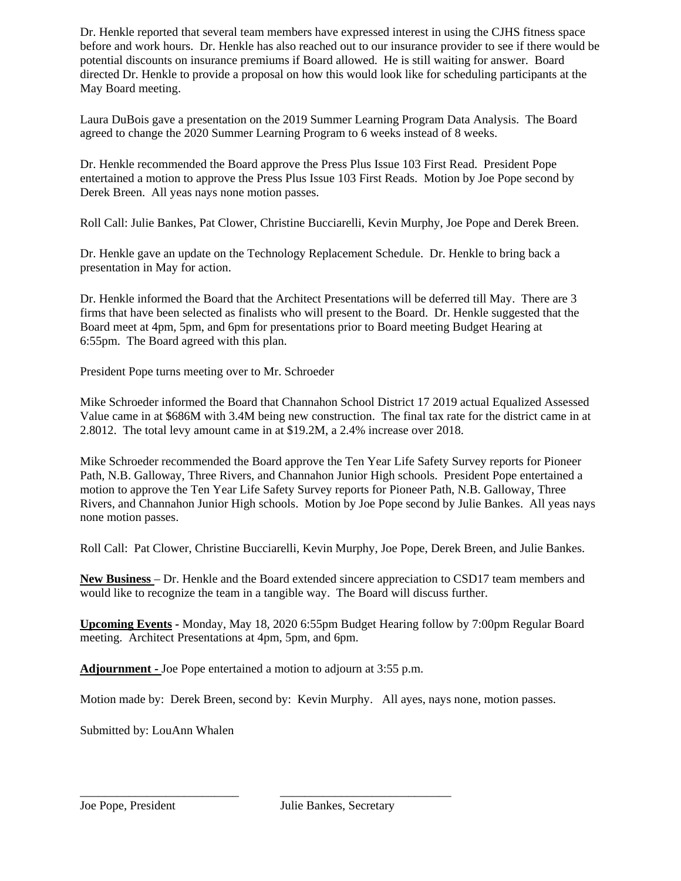Dr. Henkle reported that several team members have expressed interest in using the CJHS fitness space before and work hours. Dr. Henkle has also reached out to our insurance provider to see if there would be potential discounts on insurance premiums if Board allowed. He is still waiting for answer. Board directed Dr. Henkle to provide a proposal on how this would look like for scheduling participants at the May Board meeting.

Laura DuBois gave a presentation on the 2019 Summer Learning Program Data Analysis. The Board agreed to change the 2020 Summer Learning Program to 6 weeks instead of 8 weeks.

Dr. Henkle recommended the Board approve the Press Plus Issue 103 First Read. President Pope entertained a motion to approve the Press Plus Issue 103 First Reads. Motion by Joe Pope second by Derek Breen. All yeas nays none motion passes.

Roll Call: Julie Bankes, Pat Clower, Christine Bucciarelli, Kevin Murphy, Joe Pope and Derek Breen.

Dr. Henkle gave an update on the Technology Replacement Schedule. Dr. Henkle to bring back a presentation in May for action.

Dr. Henkle informed the Board that the Architect Presentations will be deferred till May. There are 3 firms that have been selected as finalists who will present to the Board. Dr. Henkle suggested that the Board meet at 4pm, 5pm, and 6pm for presentations prior to Board meeting Budget Hearing at 6:55pm. The Board agreed with this plan.

President Pope turns meeting over to Mr. Schroeder

Mike Schroeder informed the Board that Channahon School District 17 2019 actual Equalized Assessed Value came in at $686M with 3.4M being new construction. The final tax rate for the district came in at 2.8012. The total levy amount came in at $19.2M, a 2.4% increase over 2018.

Mike Schroeder recommended the Board approve the Ten Year Life Safety Survey reports for Pioneer Path, N.B. Galloway, Three Rivers, and Channahon Junior High schools. President Pope entertained a motion to approve the Ten Year Life Safety Survey reports for Pioneer Path, N.B. Galloway, Three Rivers, and Channahon Junior High schools. Motion by Joe Pope second by Julie Bankes. All yeas nays none motion passes.

Roll Call: Pat Clower, Christine Bucciarelli, Kevin Murphy, Joe Pope, Derek Breen, and Julie Bankes.

**New Business** – Dr. Henkle and the Board extended sincere appreciation to CSD17 team members and would like to recognize the team in a tangible way. The Board will discuss further.

**Upcoming Events -** Monday, May 18, 2020 6:55pm Budget Hearing follow by 7:00pm Regular Board meeting. Architect Presentations at 4pm, 5pm, and 6pm.

**Adjournment -** Joe Pope entertained a motion to adjourn at 3:55 p.m.

Motion made by: Derek Breen, second by: Kevin Murphy. All ayes, nays none, motion passes.

Submitted by: LouAnn Whalen

___________________________ ___________________________

Joe Pope, President Julie Bankes, Secretary